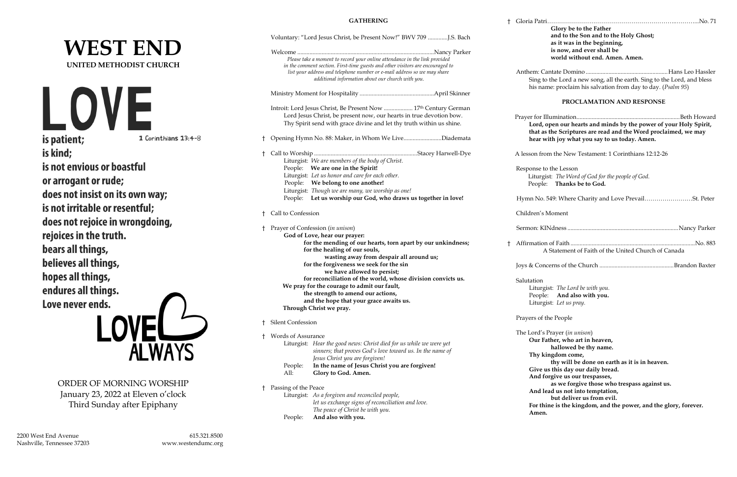# WEST END

**UNITED METHODIST CHURCH**

# LOVE

**is patient;** 1 Corinthians 13:4-8
**is kind;**
**is not envious or boastful**
**or arrogant or rude;**
**does not insist on its own way;**
**is not irritable or resentful;**
**does not rejoice in wrongdoing,**
**rejoices in the truth.**
**bears all things,**
**believes all things,**
**hopes all things,**
**endures all things.**
**Love never ends.**

**LOVE ALWAYS**

ORDER OF MORNING WORSHIP
January 23, 2022 at Eleven o'clock
Third Sunday after Epiphany

2200 West End Avenue
Nashville, Tennessee 37203

615.321.8500
www.westendumc.org

## GATHERING

Voluntary: "Lord Jesus Christ, be Present Now!" BWV 709 .............J.S. Bach

Welcome .........................................................................................Nancy Parker

*Please take a moment to record your online attendance in the link provided in the comment section. First-time guests and other visitors are encouraged to list your address and telephone number or e-mail address so we may share additional information about our church with you.*

Ministry Moment for Hospitality .................................................April Skinner

Introit: Lord Jesus Christ, Be Present Now ................... 17th Century German
Lord Jesus Christ, be present now, our hearts in true devotion bow.
Thy Spirit send with grace divine and let thy truth within us shine.

† Opening Hymn No. 88: Maker, in Whom We Live.........................Diademata

† Call to Worship ....................................................................Stacey Harwell-Dye
Liturgist: *We are members of the body of Christ.*
People: **We are one in the Spirit!**
Liturgist: *Let us honor and care for each other.*
People: **We belong to one another!**
Liturgist: *Though we are many, we worship as one!*
People: **Let us worship our God, who draws us together in love!**

† Call to Confession

† Prayer of Confession (*in unison*)
**God of Love, hear our prayer:**
**for the mending of our hearts, torn apart by our unkindness;**
**for the healing of our souls,**
**wasting away from despair all around us;**
**for the forgiveness we seek for the sin**
**we have allowed to persist;**
**for reconciliation of the world, whose division convicts us.**
**We pray for the courage to admit our fault,**
**the strength to amend our actions,**
**and the hope that your grace awaits us.**
**Through Christ we pray.**

† Silent Confession

† Words of Assurance
Liturgist: *Hear the good news: Christ died for us while we were yet sinners; that proves God's love toward us. In the name of Jesus Christ you are forgiven!*
People: **In the name of Jesus Christ you are forgiven!**
All: **Glory to God. Amen.**

† Passing of the Peace
Liturgist: *As a forgiven and reconciled people, let us exchange signs of reconciliation and love. The peace of Christ be with you.*
People: **And also with you.**

† Gloria Patri.......................................................................................No. 71
**Glory be to the Father**
**and to the Son and to the Holy Ghost;**
**as it was in the beginning,**
**is now, and ever shall be**
**world without end. Amen. Amen.**

Anthem: Cantate Domino ......................................................Hans Leo Hassler
Sing to the Lord a new song, all the earth. Sing to the Lord, and bless his name: proclaim his salvation from day to day. (*Psalm 95*)

## PROCLAMATION AND RESPONSE

Prayer for Illumination....................................................................Beth Howard
**Lord, open our hearts and minds by the power of your Holy Spirit, that as the Scriptures are read and the Word proclaimed, we may hear with joy what you say to us today. Amen.**

A lesson from the New Testament: 1 Corinthians 12:12-26

Response to the Lesson
Liturgist: *The Word of God for the people of God.*
People: **Thanks be to God.**

Hymn No. 549: Where Charity and Love Prevail……………………St. Peter

Children's Moment

Sermon: KINdness .........................................................................Nancy Parker

† Affirmation of Faith ...................................................................................No. 883
A Statement of Faith of the United Church of Canada

Joys & Concerns of the Church .................................................Brandon Baxter

Salutation
Liturgist: *The Lord be with you.*
People: **And also with you.**
Liturgist: *Let us pray.*

Prayers of the People

The Lord's Prayer (*in unison*)
**Our Father, who art in heaven,**
**hallowed be thy name.**
**Thy kingdom come,**
**thy will be done on earth as it is in heaven.**
**Give us this day our daily bread.**
**And forgive us our trespasses,**
**as we forgive those who trespass against us.**
**And lead us not into temptation,**
**but deliver us from evil.**
**For thine is the kingdom, and the power, and the glory, forever.**
**Amen.**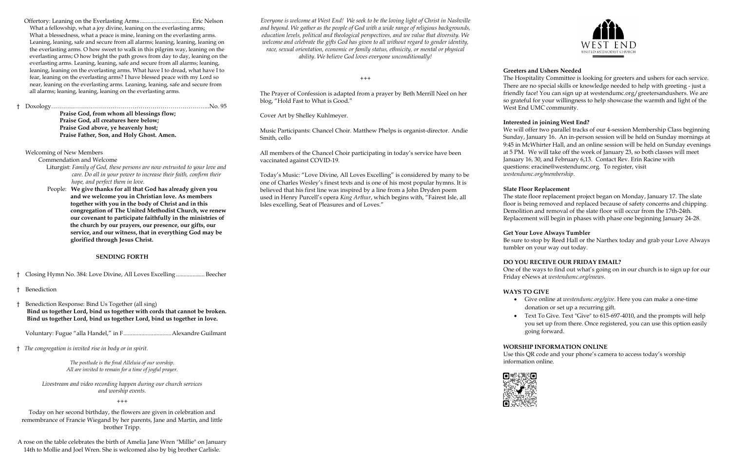Offertory: Leaning on the Everlasting Arms .................................. Eric Nelson

What a fellowship, what a joy divine, leaning on the everlasting arms; What a blessedness, what a peace is mine, leaning on the everlasting arms. Leaning, leaning, safe and secure from all alarms; leaning, leaning, leaning on the everlasting arms. O how sweet to walk in this pilgrim way, leaning on the everlasting arms; O how bright the path grows from day to day, leaning on the everlasting arms. Leaning, leaning, safe and secure from all alarms; leaning, leaning, leaning on the everlasting arms. What have I to dread, what have I to fear, leaning on the everlasting arms? I have blessed peace with my Lord so near, leaning on the everlasting arms. Leaning, leaning, safe and secure from all alarms; leaning, leaning, leaning on the everlasting arms.

† Doxology……………………………………………………………………..No. 95

**Praise God, from whom all blessings flow;**
**Praise God, all creatures here below;**
**Praise God above, ye heavenly host;**
**Praise Father, Son, and Holy Ghost. Amen.**

Welcoming of New Members

Commendation and Welcome

Liturgist: *Family of God, these persons are now entrusted to your love and care. Do all in your power to increase their faith, confirm their hope, and perfect them in love.*

People: **We give thanks for all that God has already given you and we welcome you in Christian love. As members together with you in the body of Christ and in this congregation of The United Methodist Church, we renew our covenant to participate faithfully in the ministries of the church by our prayers, our presence, our gifts, our service, and our witness, that in everything God may be glorified through Jesus Christ.**

## SENDING FORTH

† Closing Hymn No. 384: Love Divine, All Loves Excelling .................... Beecher

† Benediction

† Benediction Response: Bind Us Together (all sing)

**Bind us together Lord, bind us together with cords that cannot be broken. Bind us together Lord, bind us together Lord, bind us together in love.**

Voluntary: Fugue "alla Handel," in F................................. Alexandre Guilmant

† *The congregation is invited rise in body or in spirit.*

*The postlude is the final Alleluia of our worship. All are invited to remain for a time of joyful prayer.*

*Livestream and video recording happen during our church services and worship events.*

+++

Today on her second birthday, the flowers are given in celebration and remembrance of Francie Wiegand by her parents, Jane and Martin, and little brother Tripp.

A rose on the table celebrates the birth of Amelia Jane Wren "Millie" on January 14th to Mollie and Joel Wren. She is welcomed also by big brother Carlisle.

*Everyone is welcome at West End! We seek to be the loving light of Christ in Nashville and beyond. We gather as the people of God with a wide range of religious backgrounds, education levels, political and theological perspectives, and we value that diversity. We welcome and celebrate the gifts God has given to all without regard to gender identity, race, sexual orientation, economic or family status, ethnicity, or mental or physical ability. We believe God loves everyone unconditionally!*

+++

The Prayer of Confession is adapted from a prayer by Beth Merrill Neel on her blog, "Hold Fast to What is Good."

Cover Art by Shelley Kuhlmeyer.

Music Participants: Chancel Choir. Matthew Phelps is organist-director. Andie Smith, cello

All members of the Chancel Choir participating in today's service have been vaccinated against COVID-19.

Today's Music: "Love Divine, All Loves Excelling" is considered by many to be one of Charles Wesley's finest texts and is one of his most popular hymns. It is believed that his first line was inspired by a line from a John Dryden poem used in Henry Purcell's opera *King Arthur*, which begins with, "Fairest Isle, all Isles excelling, Seat of Pleasures and of Loves."

WEST END
UNITED METHODIST CHURCH

### Greeters and Ushers Needed

The Hospitality Committee is looking for greeters and ushers for each service. There are no special skills or knowledge needed to help with greeting - just a friendly face! You can sign up at westendumc.org/greetersandushers. We are so grateful for your willingness to help showcase the warmth and light of the West End UMC community.

### Interested in joining West End?

We will offer two parallel tracks of our 4-session Membership Class beginning Sunday, January 16. An in-person session will be held on Sunday mornings at 9:45 in McWhirter Hall, and an online session will be held on Sunday evenings at 5 PM. We will take off the week of January 23, so both classes will meet January 16, 30, and February 6,13. Contact Rev. Erin Racine with questions: eracine@westendumc.org. To register, visit *westendumc.org/membership*.

### Slate Floor Replacement

The state floor replacement project began on Monday, January 17. The slate floor is being removed and replaced because of safety concerns and chipping. Demolition and removal of the slate floor will occur from the 17th-24th. Replacement will begin in phases with phase one beginning January 24-28.

### Get Your Love Always Tumbler

Be sure to stop by Reed Hall or the Narthex today and grab your Love Always tumbler on your way out today.

### DO YOU RECEIVE OUR FRIDAY EMAIL?

One of the ways to find out what's going on in our church is to sign up for our Friday eNews at *westendumc.org/enews*.

### WAYS TO GIVE

- Give online at *westendumc.org/give*. Here you can make a one-time donation or set up a recurring gift.
- Text To Give. Text "Give" to 615-697-4010, and the prompts will help you set up from there. Once registered, you can use this option easily going forward.

### WORSHIP INFORMATION ONLINE

Use this QR code and your phone's camera to access today's worship information online.